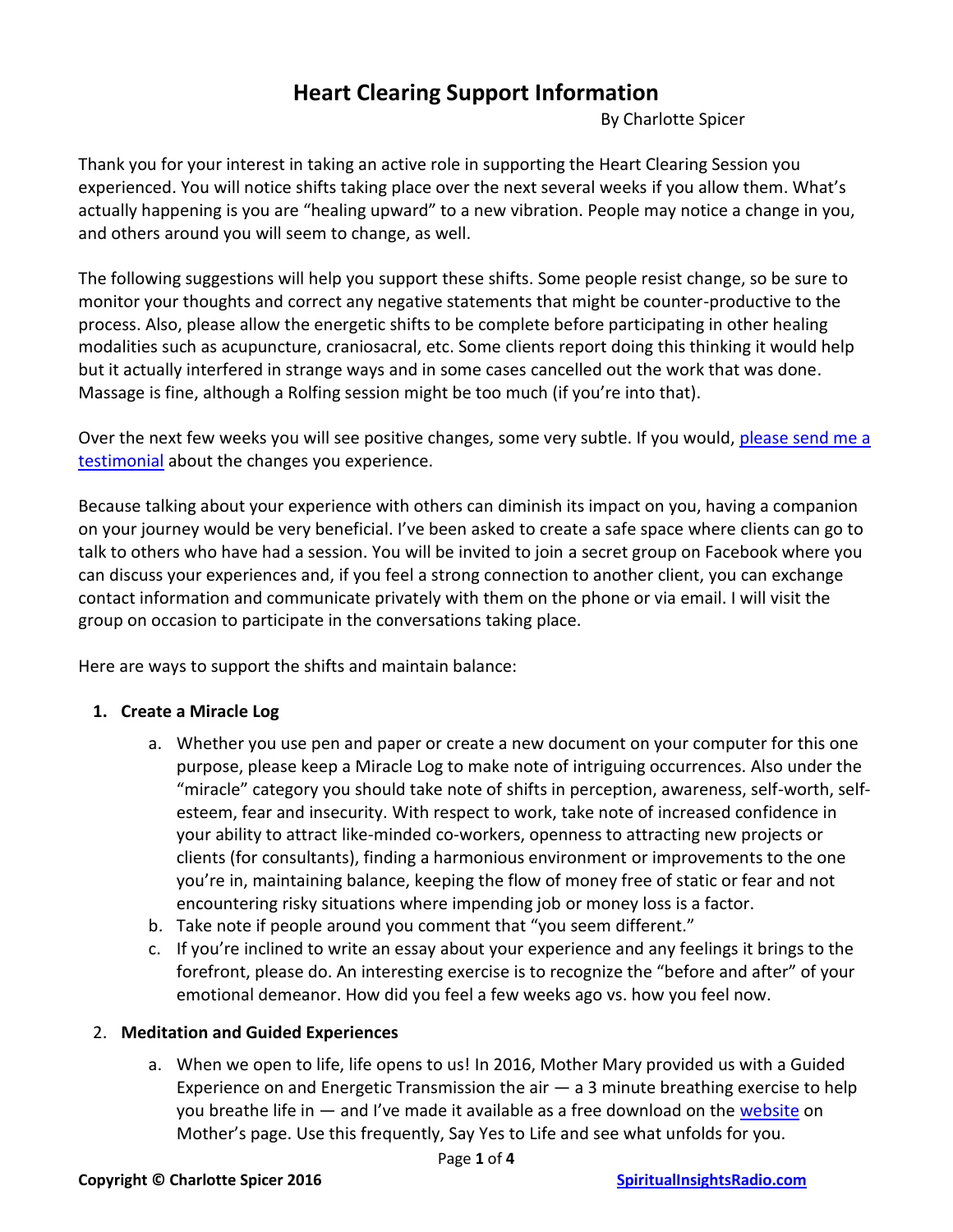# Heart Clearing Support Information

By Charlotte Spicer

Thank you for your interest in taking an active role in supporting the Heart Clearing Session you experienced. You will notice shifts taking place over the next several weeks if you allow them. What's actually happening is you are "healing upward" to a new vibration. People may notice a change in you, and others around you will seem to change, as well.

The following suggestions will help you support these shifts. Some people resist change, so be sure to monitor your thoughts and correct any negative statements that might be counter-productive to the process. Also, please allow the energetic shifts to be complete before participating in other healing modalities such as acupuncture, craniosacral, etc. Some clients report doing this thinking it would help but it actually interfered in strange ways and in some cases cancelled out the work that was done. Massage is fine, although a Rolfing session might be too much (if you're into that).

Over the next few weeks you will see positive changes, some very subtle. If you would, please send me a testimonial about the changes you experience.

Because talking about your experience with others can diminish its impact on you, having a companion on your journey would be very beneficial. I've been asked to create a safe space where clients can go to talk to others who have had a session. You will be invited to join a secret group on Facebook where you can discuss your experiences and, if you feel a strong connection to another client, you can exchange contact information and communicate privately with them on the phone or via email. I will visit the group on occasion to participate in the conversations taking place.

Here are ways to support the shifts and maintain balance:

1. **Create a Miracle Log**
   a. Whether you use pen and paper or create a new document on your computer for this one purpose, please keep a Miracle Log to make note of intriguing occurrences. Also under the "miracle" category you should take note of shifts in perception, awareness, self-worth, self-esteem, fear and insecurity. With respect to work, take note of increased confidence in your ability to attract like-minded co-workers, openness to attracting new projects or clients (for consultants), finding a harmonious environment or improvements to the one you're in, maintaining balance, keeping the flow of money free of static or fear and not encountering risky situations where impending job or money loss is a factor.
   b. Take note if people around you comment that "you seem different."
   c. If you're inclined to write an essay about your experience and any feelings it brings to the forefront, please do. An interesting exercise is to recognize the "before and after" of your emotional demeanor. How did you feel a few weeks ago vs. how you feel now.

2. **Meditation and Guided Experiences**
   a. When we open to life, life opens to us! In 2016, Mother Mary provided us with a Guided Experience on and Energetic Transmission the air — a 3 minute breathing exercise to help you breathe life in — and I've made it available as a free download on the website on Mother's page. Use this frequently, Say Yes to Life and see what unfolds for you.

**Copyright © Charlotte Spicer 2016** **SpiritualInsightsRadio.com**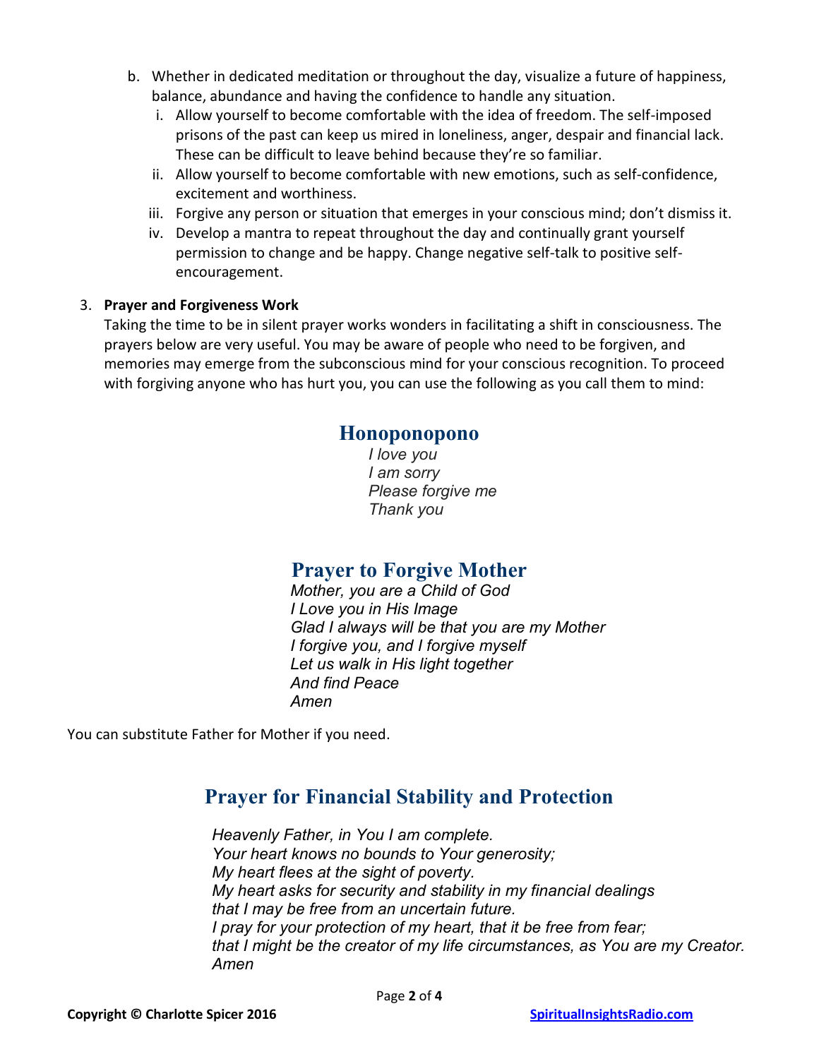b. Whether in dedicated meditation or throughout the day, visualize a future of happiness, balance, abundance and having the confidence to handle any situation.
   i. Allow yourself to become comfortable with the idea of freedom. The self-imposed prisons of the past can keep us mired in loneliness, anger, despair and financial lack. These can be difficult to leave behind because they're so familiar.
   ii. Allow yourself to become comfortable with new emotions, such as self-confidence, excitement and worthiness.
   iii. Forgive any person or situation that emerges in your conscious mind; don't dismiss it.
   iv. Develop a mantra to repeat throughout the day and continually grant yourself permission to change and be happy. Change negative self-talk to positive self-encouragement.

3. **Prayer and Forgiveness Work**
   Taking the time to be in silent prayer works wonders in facilitating a shift in consciousness. The prayers below are very useful. You may be aware of people who need to be forgiven, and memories may emerge from the subconscious mind for your conscious recognition. To proceed with forgiving anyone who has hurt you, you can use the following as you call them to mind:

## Honoponopono

*I love you*
*I am sorry*
*Please forgive me*
*Thank you*

## Prayer to Forgive Mother

*Mother, you are a Child of God*
*I Love you in His Image*
*Glad I always will be that you are my Mother*
*I forgive you, and I forgive myself*
*Let us walk in His light together*
*And find Peace*
*Amen*

You can substitute Father for Mother if you need.

## Prayer for Financial Stability and Protection

*Heavenly Father, in You I am complete.*
*Your heart knows no bounds to Your generosity;*
*My heart flees at the sight of poverty.*
*My heart asks for security and stability in my financial dealings*
*that I may be free from an uncertain future.*
*I pray for your protection of my heart, that it be free from fear;*
*that I might be the creator of my life circumstances, as You are my Creator.*
*Amen*

**Copyright © Charlotte Spicer 2016** SpiritualInsightsRadio.com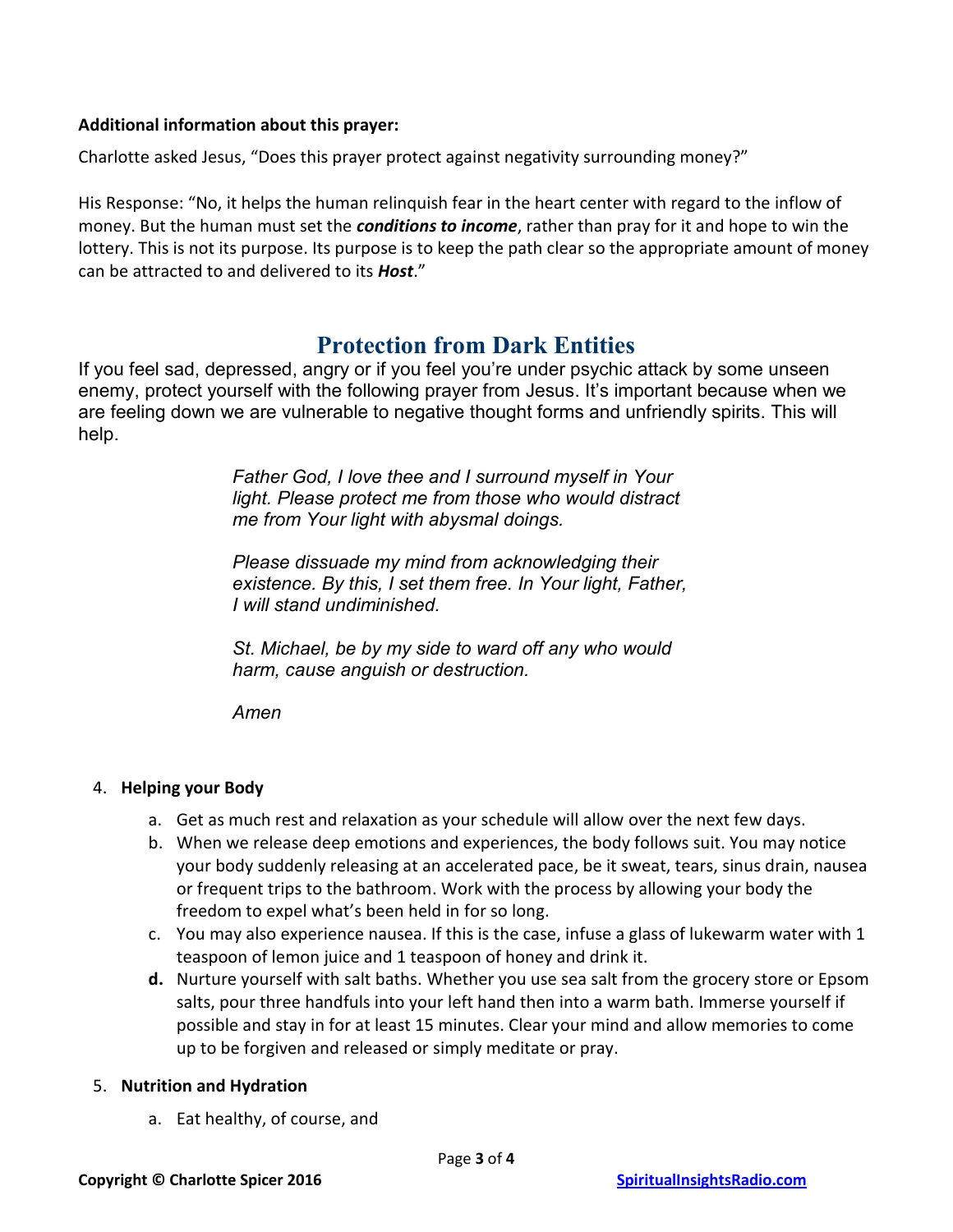**Additional information about this prayer:**

Charlotte asked Jesus, "Does this prayer protect against negativity surrounding money?"

His Response: "No, it helps the human relinquish fear in the heart center with regard to the inflow of money. But the human must set the ***conditions to income***, rather than pray for it and hope to win the lottery. This is not its purpose. Its purpose is to keep the path clear so the appropriate amount of money can be attracted to and delivered to its ***Host***."

## Protection from Dark Entities

If you feel sad, depressed, angry or if you feel you're under psychic attack by some unseen enemy, protect yourself with the following prayer from Jesus. It's important because when we are feeling down we are vulnerable to negative thought forms and unfriendly spirits. This will help.

> *Father God, I love thee and I surround myself in Your light. Please protect me from those who would distract me from Your light with abysmal doings.*
>
> *Please dissuade my mind from acknowledging their existence. By this, I set them free. In Your light, Father, I will stand undiminished.*
>
> *St. Michael, be by my side to ward off any who would harm, cause anguish or destruction.*
>
> *Amen*

4. **Helping your Body**
   a. Get as much rest and relaxation as your schedule will allow over the next few days.
   b. When we release deep emotions and experiences, the body follows suit. You may notice your body suddenly releasing at an accelerated pace, be it sweat, tears, sinus drain, nausea or frequent trips to the bathroom. Work with the process by allowing your body the freedom to expel what's been held in for so long.
   c. You may also experience nausea. If this is the case, infuse a glass of lukewarm water with 1 teaspoon of lemon juice and 1 teaspoon of honey and drink it.
   **d.** Nurture yourself with salt baths. Whether you use sea salt from the grocery store or Epsom salts, pour three handfuls into your left hand then into a warm bath. Immerse yourself if possible and stay in for at least 15 minutes. Clear your mind and allow memories to come up to be forgiven and released or simply meditate or pray.

5. **Nutrition and Hydration**
   a. Eat healthy, of course, and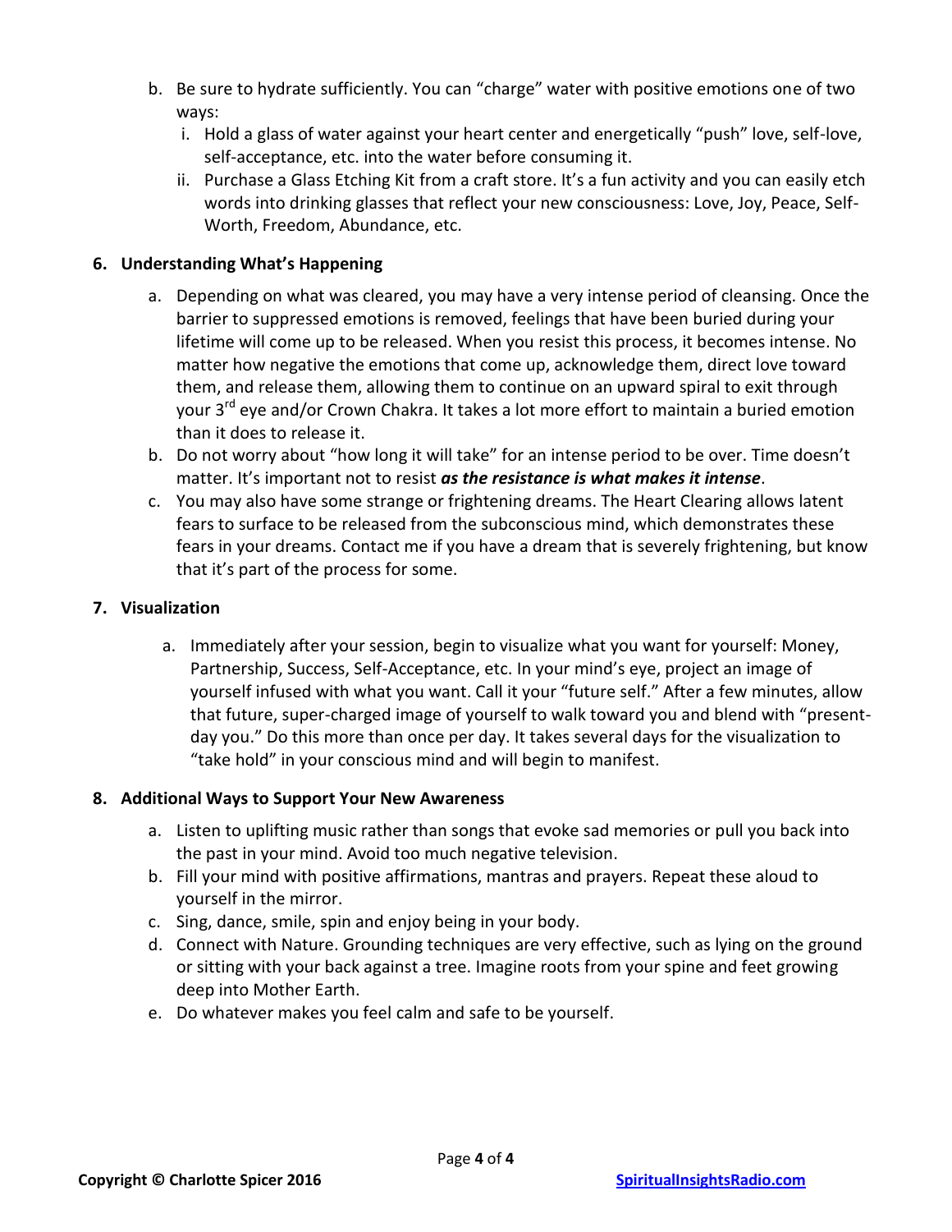b. Be sure to hydrate sufficiently. You can "charge" water with positive emotions one of two ways:
   i. Hold a glass of water against your heart center and energetically "push" love, self-love, self-acceptance, etc. into the water before consuming it.
   ii. Purchase a Glass Etching Kit from a craft store. It's a fun activity and you can easily etch words into drinking glasses that reflect your new consciousness: Love, Joy, Peace, Self-Worth, Freedom, Abundance, etc.

**6. Understanding What's Happening**

a. Depending on what was cleared, you may have a very intense period of cleansing. Once the barrier to suppressed emotions is removed, feelings that have been buried during your lifetime will come up to be released. When you resist this process, it becomes intense. No matter how negative the emotions that come up, acknowledge them, direct love toward them, and release them, allowing them to continue on an upward spiral to exit through your 3rd eye and/or Crown Chakra. It takes a lot more effort to maintain a buried emotion than it does to release it.

b. Do not worry about "how long it will take" for an intense period to be over. Time doesn't matter. It's important not to resist ***as the resistance is what makes it intense***.

c. You may also have some strange or frightening dreams. The Heart Clearing allows latent fears to surface to be released from the subconscious mind, which demonstrates these fears in your dreams. Contact me if you have a dream that is severely frightening, but know that it's part of the process for some.

**7. Visualization**

a. Immediately after your session, begin to visualize what you want for yourself: Money, Partnership, Success, Self-Acceptance, etc. In your mind's eye, project an image of yourself infused with what you want. Call it your "future self." After a few minutes, allow that future, super-charged image of yourself to walk toward you and blend with "present-day you." Do this more than once per day. It takes several days for the visualization to "take hold" in your conscious mind and will begin to manifest.

**8. Additional Ways to Support Your New Awareness**

a. Listen to uplifting music rather than songs that evoke sad memories or pull you back into the past in your mind. Avoid too much negative television.

b. Fill your mind with positive affirmations, mantras and prayers. Repeat these aloud to yourself in the mirror.

c. Sing, dance, smile, spin and enjoy being in your body.

d. Connect with Nature. Grounding techniques are very effective, such as lying on the ground or sitting with your back against a tree. Imagine roots from your spine and feet growing deep into Mother Earth.

e. Do whatever makes you feel calm and safe to be yourself.

**Copyright © Charlotte Spicer 2016** SpiritualInsightsRadio.com